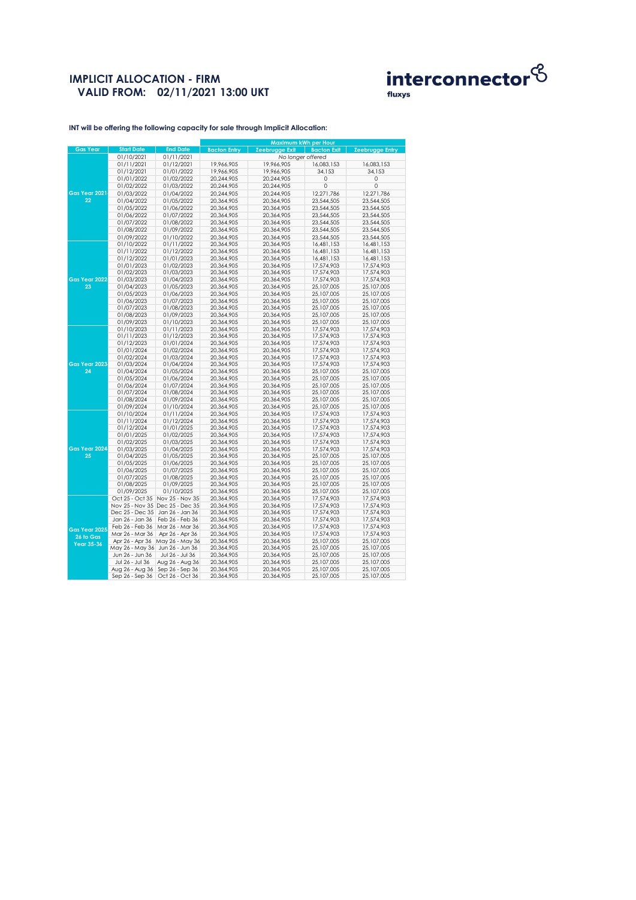# IMPLICIT ALLOCATION - FIRM

## VALID FROM: 02/11/2021 13:00 UKT

interconnector fluxys

**INT will be offering the following capacity for sale through Implicit Allocation:**

| | | | Maximum kWh per Hour | | | |
|---|---|---|---|---|---|---|
| **Gas Year** | **Start Date** | **End Date** | **Bacton Entry** | **Zeebrugge Exit** | **Bacton Exit** | **Zeebrugge Entry** |
| Gas Year 2021-22 | 01/10/2021 | 01/11/2021 | *No longer offered* | | | |
| | 01/11/2021 | 01/12/2021 | 19,966,905 | 19,966,905 | 16,083,153 | 16,083,153 |
| | 01/12/2021 | 01/01/2022 | 19,966,905 | 19,966,905 | 34,153 | 34,153 |
| | 01/01/2022 | 01/02/2022 | 20,244,905 | 20,244,905 | 0 | 0 |
| | 01/02/2022 | 01/03/2022 | 20,244,905 | 20,244,905 | 0 | 0 |
| | 01/03/2022 | 01/04/2022 | 20,244,905 | 20,244,905 | 12,271,786 | 12,271,786 |
| | 01/04/2022 | 01/05/2022 | 20,364,905 | 20,364,905 | 23,544,505 | 23,544,505 |
| | 01/05/2022 | 01/06/2022 | 20,364,905 | 20,364,905 | 23,544,505 | 23,544,505 |
| | 01/06/2022 | 01/07/2022 | 20,364,905 | 20,364,905 | 23,544,505 | 23,544,505 |
| | 01/07/2022 | 01/08/2022 | 20,364,905 | 20,364,905 | 23,544,505 | 23,544,505 |
| | 01/08/2022 | 01/09/2022 | 20,364,905 | 20,364,905 | 23,544,505 | 23,544,505 |
| | 01/09/2022 | 01/10/2022 | 20,364,905 | 20,364,905 | 23,544,505 | 23,544,505 |
| Gas Year 2022-23 | 01/10/2022 | 01/11/2022 | 20,364,905 | 20,364,905 | 16,481,153 | 16,481,153 |
| | 01/11/2022 | 01/12/2022 | 20,364,905 | 20,364,905 | 16,481,153 | 16,481,153 |
| | 01/12/2022 | 01/01/2023 | 20,364,905 | 20,364,905 | 16,481,153 | 16,481,153 |
| | 01/01/2023 | 01/02/2023 | 20,364,905 | 20,364,905 | 17,574,903 | 17,574,903 |
| | 01/02/2023 | 01/03/2023 | 20,364,905 | 20,364,905 | 17,574,903 | 17,574,903 |
| | 01/03/2023 | 01/04/2023 | 20,364,905 | 20,364,905 | 17,574,903 | 17,574,903 |
| | 01/04/2023 | 01/05/2023 | 20,364,905 | 20,364,905 | 25,107,005 | 25,107,005 |
| | 01/05/2023 | 01/06/2023 | 20,364,905 | 20,364,905 | 25,107,005 | 25,107,005 |
| | 01/06/2023 | 01/07/2023 | 20,364,905 | 20,364,905 | 25,107,005 | 25,107,005 |
| | 01/07/2023 | 01/08/2023 | 20,364,905 | 20,364,905 | 25,107,005 | 25,107,005 |
| | 01/08/2023 | 01/09/2023 | 20,364,905 | 20,364,905 | 25,107,005 | 25,107,005 |
| | 01/09/2023 | 01/10/2023 | 20,364,905 | 20,364,905 | 25,107,005 | 25,107,005 |
| Gas Year 2023-24 | 01/10/2023 | 01/11/2023 | 20,364,905 | 20,364,905 | 17,574,903 | 17,574,903 |
| | 01/11/2023 | 01/12/2023 | 20,364,905 | 20,364,905 | 17,574,903 | 17,574,903 |
| | 01/12/2023 | 01/01/2024 | 20,364,905 | 20,364,905 | 17,574,903 | 17,574,903 |
| | 01/01/2024 | 01/02/2024 | 20,364,905 | 20,364,905 | 17,574,903 | 17,574,903 |
| | 01/02/2024 | 01/03/2024 | 20,364,905 | 20,364,905 | 17,574,903 | 17,574,903 |
| | 01/03/2024 | 01/04/2024 | 20,364,905 | 20,364,905 | 17,574,903 | 17,574,903 |
| | 01/04/2024 | 01/05/2024 | 20,364,905 | 20,364,905 | 25,107,005 | 25,107,005 |
| | 01/05/2024 | 01/06/2024 | 20,364,905 | 20,364,905 | 25,107,005 | 25,107,005 |
| | 01/06/2024 | 01/07/2024 | 20,364,905 | 20,364,905 | 25,107,005 | 25,107,005 |
| | 01/07/2024 | 01/08/2024 | 20,364,905 | 20,364,905 | 25,107,005 | 25,107,005 |
| | 01/08/2024 | 01/09/2024 | 20,364,905 | 20,364,905 | 25,107,005 | 25,107,005 |
| | 01/09/2024 | 01/10/2024 | 20,364,905 | 20,364,905 | 25,107,005 | 25,107,005 |
| Gas Year 2024-25 | 01/10/2024 | 01/11/2024 | 20,364,905 | 20,364,905 | 17,574,903 | 17,574,903 |
| | 01/11/2024 | 01/12/2024 | 20,364,905 | 20,364,905 | 17,574,903 | 17,574,903 |
| | 01/12/2024 | 01/01/2025 | 20,364,905 | 20,364,905 | 17,574,903 | 17,574,903 |
| | 01/01/2025 | 01/02/2025 | 20,364,905 | 20,364,905 | 17,574,903 | 17,574,903 |
| | 01/02/2025 | 01/03/2025 | 20,364,905 | 20,364,905 | 17,574,903 | 17,574,903 |
| | 01/03/2025 | 01/04/2025 | 20,364,905 | 20,364,905 | 17,574,903 | 17,574,903 |
| | 01/04/2025 | 01/05/2025 | 20,364,905 | 20,364,905 | 25,107,005 | 25,107,005 |
| | 01/05/2025 | 01/06/2025 | 20,364,905 | 20,364,905 | 25,107,005 | 25,107,005 |
| | 01/06/2025 | 01/07/2025 | 20,364,905 | 20,364,905 | 25,107,005 | 25,107,005 |
| | 01/07/2025 | 01/08/2025 | 20,364,905 | 20,364,905 | 25,107,005 | 25,107,005 |
| | 01/08/2025 | 01/09/2025 | 20,364,905 | 20,364,905 | 25,107,005 | 25,107,005 |
| | 01/09/2025 | 01/10/2025 | 20,364,905 | 20,364,905 | 25,107,005 | 25,107,005 |
| Gas Year 2025-26 to Gas Year 35-36 | Oct 25 - Oct 35 | Nov 25 - Nov 35 | 20,364,905 | 20,364,905 | 17,574,903 | 17,574,903 |
| | Nov 25 - Nov 35 | Dec 25 - Dec 35 | 20,364,905 | 20,364,905 | 17,574,903 | 17,574,903 |
| | Dec 25 - Dec 35 | Jan 26 - Jan 36 | 20,364,905 | 20,364,905 | 17,574,903 | 17,574,903 |
| | Jan 26 - Jan 36 | Feb 26 - Feb 36 | 20,364,905 | 20,364,905 | 17,574,903 | 17,574,903 |
| | Feb 26 - Feb 36 | Mar 26 - Mar 36 | 20,364,905 | 20,364,905 | 17,574,903 | 17,574,903 |
| | Mar 26 - Mar 36 | Apr 26 - Apr 36 | 20,364,905 | 20,364,905 | 17,574,903 | 17,574,903 |
| | Apr 26 - Apr 36 | May 26 - May 36 | 20,364,905 | 20,364,905 | 25,107,005 | 25,107,005 |
| | May 26 - May 36 | Jun 26 - Jun 36 | 20,364,905 | 20,364,905 | 25,107,005 | 25,107,005 |
| | Jun 26 - Jun 36 | Jul 26 - Jul 36 | 20,364,905 | 20,364,905 | 25,107,005 | 25,107,005 |
| | Jul 26 - Jul 36 | Aug 26 - Aug 36 | 20,364,905 | 20,364,905 | 25,107,005 | 25,107,005 |
| | Aug 26 - Aug 36 | Sep 26 - Sep 36 | 20,364,905 | 20,364,905 | 25,107,005 | 25,107,005 |
| | Sep 26 - Sep 36 | Oct 26 - Oct 36 | 20,364,905 | 20,364,905 | 25,107,005 | 25,107,005 |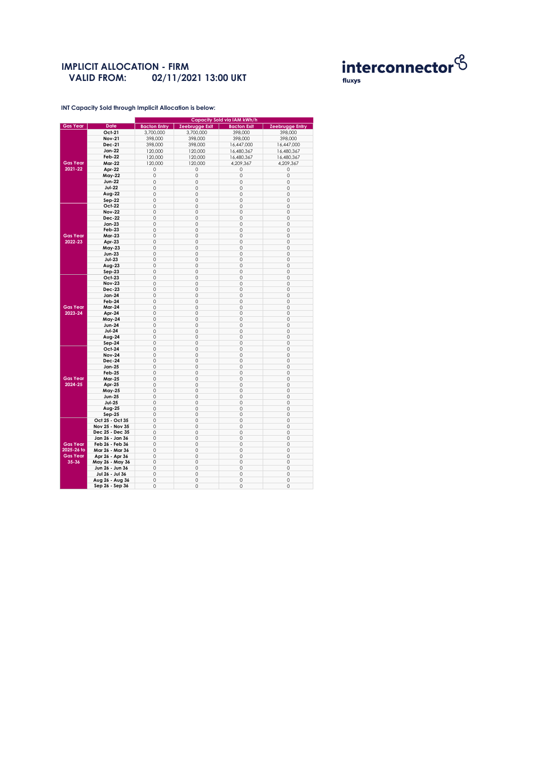# IMPLICIT ALLOCATION - FIRM

## VALID FROM: 02/11/2021 13:00 UKT

interconnector
fluxys

**INT Capacity Sold through Implicit Allocation is below:**

| Gas Year | Date | Capacity Sold via IAM kWh/h | | | |
|---|---|---|---|---|---|
| | | Bacton Entry | Zeebrugge Exit | Bacton Exit | Zeebrugge Entry |
| Gas Year 2021-22 | Oct-21 | 3,700,000 | 3,700,000 | 398,000 | 398,000 |
| | Nov-21 | 398,000 | 398,000 | 398,000 | 398,000 |
| | Dec-21 | 398,000 | 398,000 | 16,447,000 | 16,447,000 |
| | Jan-22 | 120,000 | 120,000 | 16,480,367 | 16,480,367 |
| | Feb-22 | 120,000 | 120,000 | 16,480,367 | 16,480,367 |
| | Mar-22 | 120,000 | 120,000 | 4,209,367 | 4,209,367 |
| | Apr-22 | 0 | 0 | 0 | 0 |
| | May-22 | 0 | 0 | 0 | 0 |
| | Jun-22 | 0 | 0 | 0 | 0 |
| | Jul-22 | 0 | 0 | 0 | 0 |
| | Aug-22 | 0 | 0 | 0 | 0 |
| | Sep-22 | 0 | 0 | 0 | 0 |
| Gas Year 2022-23 | Oct-22 | 0 | 0 | 0 | 0 |
| | Nov-22 | 0 | 0 | 0 | 0 |
| | Dec-22 | 0 | 0 | 0 | 0 |
| | Jan-23 | 0 | 0 | 0 | 0 |
| | Feb-23 | 0 | 0 | 0 | 0 |
| | Mar-23 | 0 | 0 | 0 | 0 |
| | Apr-23 | 0 | 0 | 0 | 0 |
| | May-23 | 0 | 0 | 0 | 0 |
| | Jun-23 | 0 | 0 | 0 | 0 |
| | Jul-23 | 0 | 0 | 0 | 0 |
| | Aug-23 | 0 | 0 | 0 | 0 |
| | Sep-23 | 0 | 0 | 0 | 0 |
| Gas Year 2023-24 | Oct-23 | 0 | 0 | 0 | 0 |
| | Nov-23 | 0 | 0 | 0 | 0 |
| | Dec-23 | 0 | 0 | 0 | 0 |
| | Jan-24 | 0 | 0 | 0 | 0 |
| | Feb-24 | 0 | 0 | 0 | 0 |
| | Mar-24 | 0 | 0 | 0 | 0 |
| | Apr-24 | 0 | 0 | 0 | 0 |
| | May-24 | 0 | 0 | 0 | 0 |
| | Jun-24 | 0 | 0 | 0 | 0 |
| | Jul-24 | 0 | 0 | 0 | 0 |
| | Aug-24 | 0 | 0 | 0 | 0 |
| | Sep-24 | 0 | 0 | 0 | 0 |
| Gas Year 2024-25 | Oct-24 | 0 | 0 | 0 | 0 |
| | Nov-24 | 0 | 0 | 0 | 0 |
| | Dec-24 | 0 | 0 | 0 | 0 |
| | Jan-25 | 0 | 0 | 0 | 0 |
| | Feb-25 | 0 | 0 | 0 | 0 |
| | Mar-25 | 0 | 0 | 0 | 0 |
| | Apr-25 | 0 | 0 | 0 | 0 |
| | May-25 | 0 | 0 | 0 | 0 |
| | Jun-25 | 0 | 0 | 0 | 0 |
| | Jul-25 | 0 | 0 | 0 | 0 |
| | Aug-25 | 0 | 0 | 0 | 0 |
| | Sep-25 | 0 | 0 | 0 | 0 |
| Gas Year 2025-26 to Gas Year 35-36 | Oct 25 - Oct 35 | 0 | 0 | 0 | 0 |
| | Nov 25 - Nov 35 | 0 | 0 | 0 | 0 |
| | Dec 25 - Dec 35 | 0 | 0 | 0 | 0 |
| | Jan 26 - Jan 36 | 0 | 0 | 0 | 0 |
| | Feb 26 - Feb 36 | 0 | 0 | 0 | 0 |
| | Mar 26 - Mar 36 | 0 | 0 | 0 | 0 |
| | Apr 26 - Apr 36 | 0 | 0 | 0 | 0 |
| | May 26 - May 36 | 0 | 0 | 0 | 0 |
| | Jun 26 - Jun 36 | 0 | 0 | 0 | 0 |
| | Jul 26 - Jul 36 | 0 | 0 | 0 | 0 |
| | Aug 26 - Aug 36 | 0 | 0 | 0 | 0 |
| | Sep 26 - Sep 36 | 0 | 0 | 0 | 0 |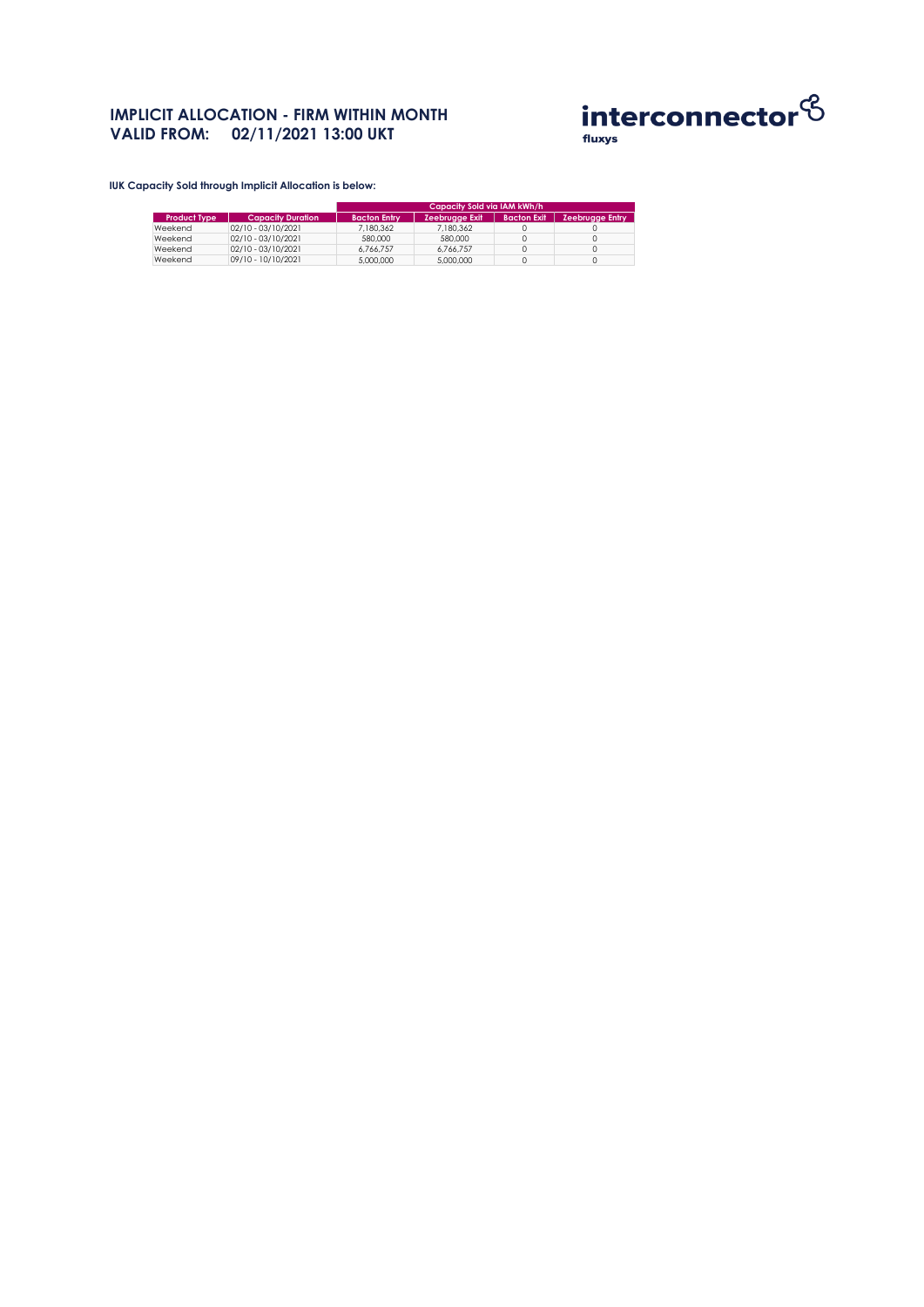# IMPLICIT ALLOCATION - FIRM WITHIN MONTH
# VALID FROM: 02/11/2021 13:00 UKT

**IUK Capacity Sold through Implicit Allocation is below:**

| | | Capacity Sold via IAM kWh/h | | | |
|---|---|---|---|---|---|
| **Product Type** | **Capacity Duration** | **Bacton Entry** | **Zeebrugge Exit** | **Bacton Exit** | **Zeebrugge Entry** |
| Weekend | 02/10 - 03/10/2021 | 7,180,362 | 7,180,362 | 0 | 0 |
| Weekend | 02/10 - 03/10/2021 | 580,000 | 580,000 | 0 | 0 |
| Weekend | 02/10 - 03/10/2021 | 6,766,757 | 6,766,757 | 0 | 0 |
| Weekend | 09/10 - 10/10/2021 | 5,000,000 | 5,000,000 | 0 | 0 |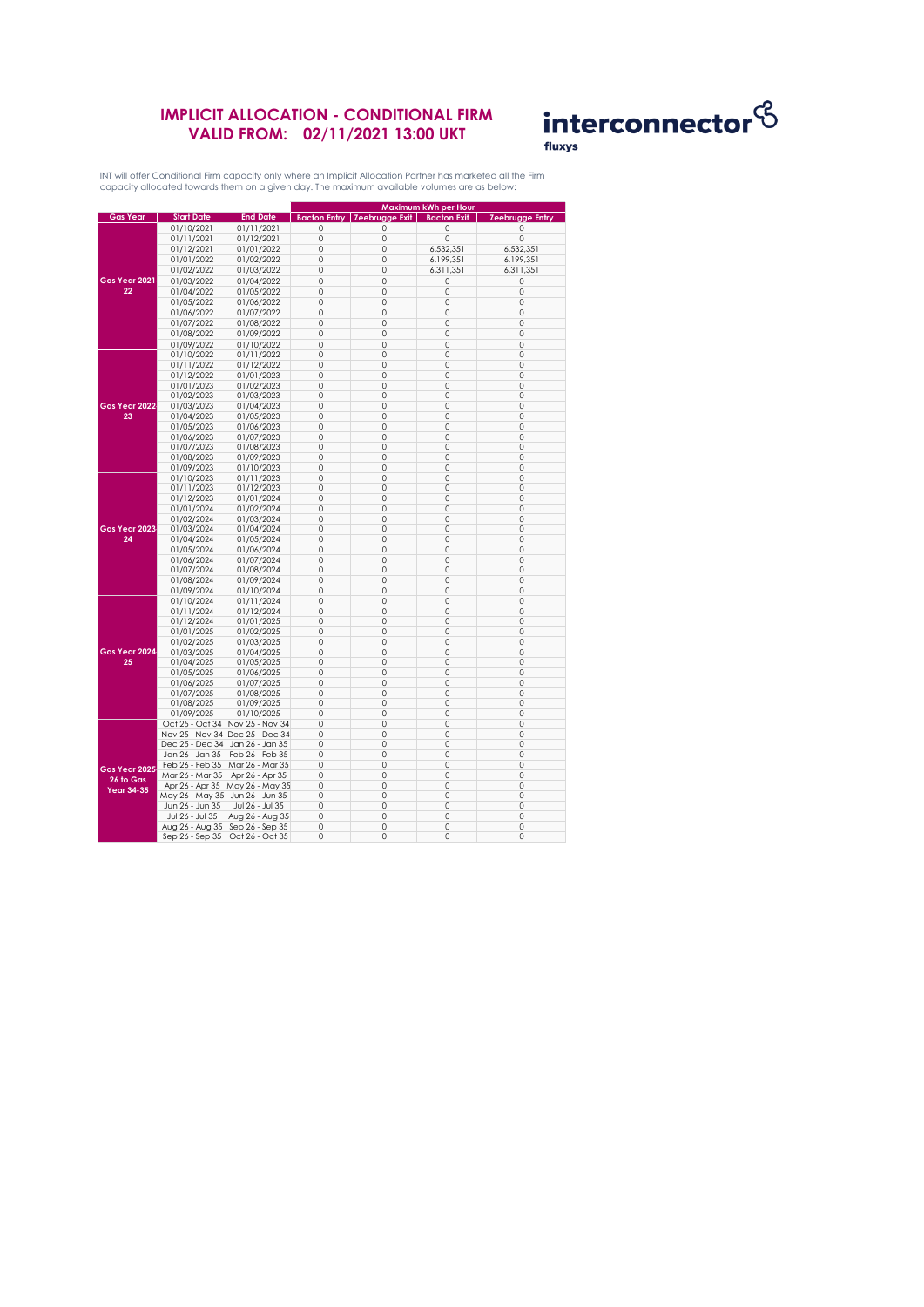# IMPLICIT ALLOCATION - CONDITIONAL FIRM
# VALID FROM: 02/11/2021 13:00 UKT

interconnector
fluxys

INT will offer Conditional Firm capacity only where an Implicit Allocation Partner has marketed all the Firm capacity allocated towards them on a given day. The maximum available volumes are as below:

| Gas Year | Start Date | End Date | Maximum kWh per Hour | | | |
|---|---|---|---|---|---|---|
| | | | Bacton Entry | Zeebrugge Exit | Bacton Exit | Zeebrugge Entry |
| Gas Year 2021-22 | 01/10/2021 | 01/11/2021 | 0 | 0 | 0 | 0 |
| | 01/11/2021 | 01/12/2021 | 0 | 0 | 0 | 0 |
| | 01/12/2021 | 01/01/2022 | 0 | 0 | 6,532,351 | 6,532,351 |
| | 01/01/2022 | 01/02/2022 | 0 | 0 | 6,199,351 | 6,199,351 |
| | 01/02/2022 | 01/03/2022 | 0 | 0 | 6,311,351 | 6,311,351 |
| | 01/03/2022 | 01/04/2022 | 0 | 0 | 0 | 0 |
| | 01/04/2022 | 01/05/2022 | 0 | 0 | 0 | 0 |
| | 01/05/2022 | 01/06/2022 | 0 | 0 | 0 | 0 |
| | 01/06/2022 | 01/07/2022 | 0 | 0 | 0 | 0 |
| | 01/07/2022 | 01/08/2022 | 0 | 0 | 0 | 0 |
| | 01/08/2022 | 01/09/2022 | 0 | 0 | 0 | 0 |
| | 01/09/2022 | 01/10/2022 | 0 | 0 | 0 | 0 |
| Gas Year 2022-23 | 01/10/2022 | 01/11/2022 | 0 | 0 | 0 | 0 |
| | 01/11/2022 | 01/12/2022 | 0 | 0 | 0 | 0 |
| | 01/12/2022 | 01/01/2023 | 0 | 0 | 0 | 0 |
| | 01/01/2023 | 01/02/2023 | 0 | 0 | 0 | 0 |
| | 01/02/2023 | 01/03/2023 | 0 | 0 | 0 | 0 |
| | 01/03/2023 | 01/04/2023 | 0 | 0 | 0 | 0 |
| | 01/04/2023 | 01/05/2023 | 0 | 0 | 0 | 0 |
| | 01/05/2023 | 01/06/2023 | 0 | 0 | 0 | 0 |
| | 01/06/2023 | 01/07/2023 | 0 | 0 | 0 | 0 |
| | 01/07/2023 | 01/08/2023 | 0 | 0 | 0 | 0 |
| | 01/08/2023 | 01/09/2023 | 0 | 0 | 0 | 0 |
| | 01/09/2023 | 01/10/2023 | 0 | 0 | 0 | 0 |
| Gas Year 2023-24 | 01/10/2023 | 01/11/2023 | 0 | 0 | 0 | 0 |
| | 01/11/2023 | 01/12/2023 | 0 | 0 | 0 | 0 |
| | 01/12/2023 | 01/01/2024 | 0 | 0 | 0 | 0 |
| | 01/01/2024 | 01/02/2024 | 0 | 0 | 0 | 0 |
| | 01/02/2024 | 01/03/2024 | 0 | 0 | 0 | 0 |
| | 01/03/2024 | 01/04/2024 | 0 | 0 | 0 | 0 |
| | 01/04/2024 | 01/05/2024 | 0 | 0 | 0 | 0 |
| | 01/05/2024 | 01/06/2024 | 0 | 0 | 0 | 0 |
| | 01/06/2024 | 01/07/2024 | 0 | 0 | 0 | 0 |
| | 01/07/2024 | 01/08/2024 | 0 | 0 | 0 | 0 |
| | 01/08/2024 | 01/09/2024 | 0 | 0 | 0 | 0 |
| | 01/09/2024 | 01/10/2024 | 0 | 0 | 0 | 0 |
| Gas Year 2024-25 | 01/10/2024 | 01/11/2024 | 0 | 0 | 0 | 0 |
| | 01/11/2024 | 01/12/2024 | 0 | 0 | 0 | 0 |
| | 01/12/2024 | 01/01/2025 | 0 | 0 | 0 | 0 |
| | 01/01/2025 | 01/02/2025 | 0 | 0 | 0 | 0 |
| | 01/02/2025 | 01/03/2025 | 0 | 0 | 0 | 0 |
| | 01/03/2025 | 01/04/2025 | 0 | 0 | 0 | 0 |
| | 01/04/2025 | 01/05/2025 | 0 | 0 | 0 | 0 |
| | 01/05/2025 | 01/06/2025 | 0 | 0 | 0 | 0 |
| | 01/06/2025 | 01/07/2025 | 0 | 0 | 0 | 0 |
| | 01/07/2025 | 01/08/2025 | 0 | 0 | 0 | 0 |
| | 01/08/2025 | 01/09/2025 | 0 | 0 | 0 | 0 |
| | 01/09/2025 | 01/10/2025 | 0 | 0 | 0 | 0 |
| Gas Year 2025-26 to Gas Year 34-35 | Oct 25 - Oct 34 | Nov 25 - Nov 34 | 0 | 0 | 0 | 0 |
| | Nov 25 - Nov 34 | Dec 25 - Dec 34 | 0 | 0 | 0 | 0 |
| | Dec 25 - Dec 34 | Jan 26 - Jan 35 | 0 | 0 | 0 | 0 |
| | Jan 26 - Jan 35 | Feb 26 - Feb 35 | 0 | 0 | 0 | 0 |
| | Feb 26 - Feb 35 | Mar 26 - Mar 35 | 0 | 0 | 0 | 0 |
| | Mar 26 - Mar 35 | Apr 26 - Apr 35 | 0 | 0 | 0 | 0 |
| | Apr 26 - Apr 35 | May 26 - May 35 | 0 | 0 | 0 | 0 |
| | May 26 - May 35 | Jun 26 - Jun 35 | 0 | 0 | 0 | 0 |
| | Jun 26 - Jun 35 | Jul 26 - Jul 35 | 0 | 0 | 0 | 0 |
| | Jul 26 - Jul 35 | Aug 26 - Aug 35 | 0 | 0 | 0 | 0 |
| | Aug 26 - Aug 35 | Sep 26 - Sep 35 | 0 | 0 | 0 | 0 |
| | Sep 26 - Sep 35 | Oct 26 - Oct 35 | 0 | 0 | 0 | 0 |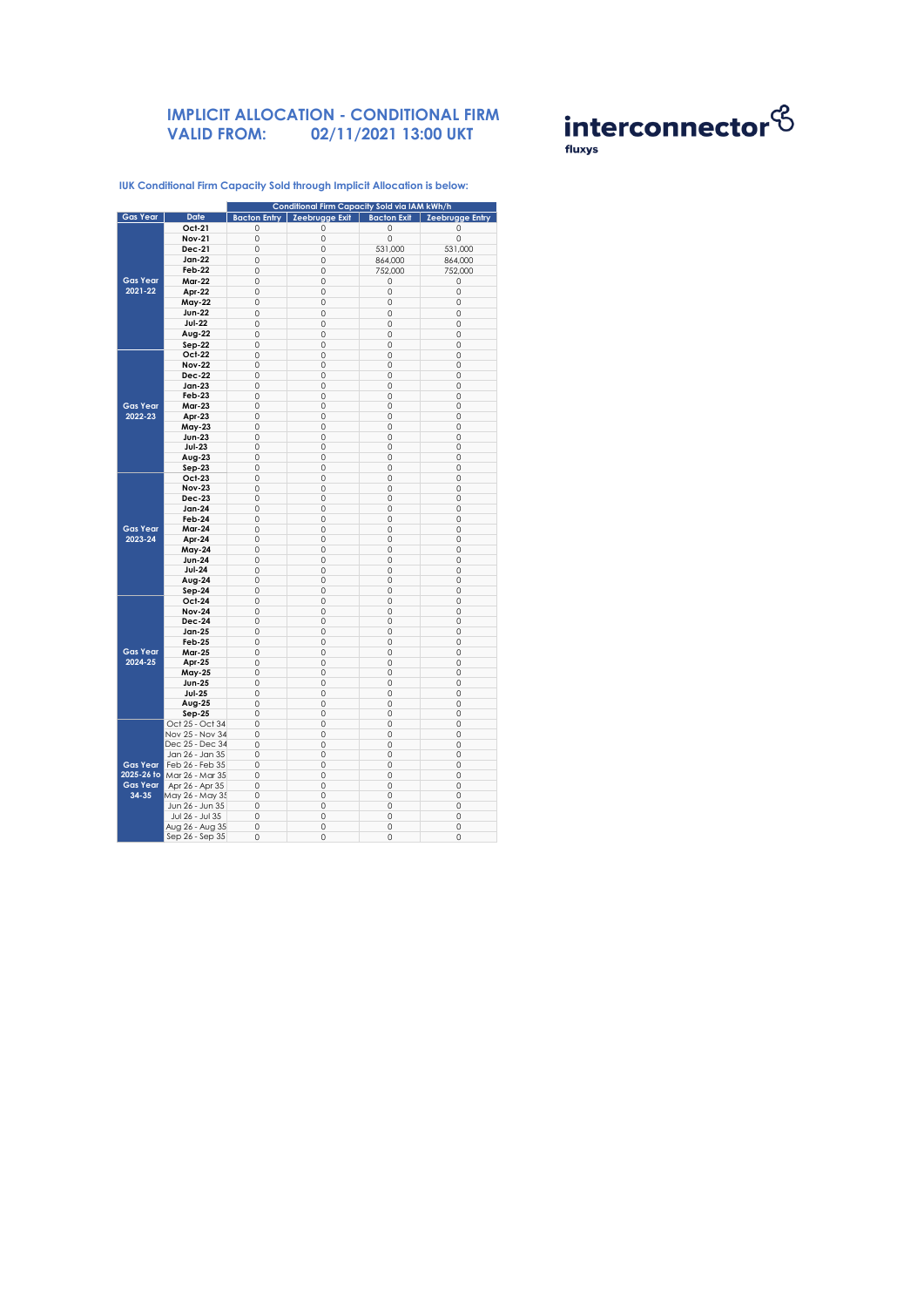# IMPLICIT ALLOCATION - CONDITIONAL FIRM
# VALID FROM: 02/11/2021 13:00 UKT

interconnector
fluxys

**IUK Conditional Firm Capacity Sold through Implicit Allocation is below:**

| | | Conditional Firm Capacity Sold via IAM kWh/h | | | |
|---|---|---|---|---|---|
| Gas Year | Date | Bacton Entry | Zeebrugge Exit | Bacton Exit | Zeebrugge Entry |
| Gas Year 2021-22 | Oct-21 | 0 | 0 | 0 | 0 |
| | Nov-21 | 0 | 0 | 0 | 0 |
| | Dec-21 | 0 | 0 | 531,000 | 531,000 |
| | Jan-22 | 0 | 0 | 864,000 | 864,000 |
| | Feb-22 | 0 | 0 | 752,000 | 752,000 |
| | Mar-22 | 0 | 0 | 0 | 0 |
| | Apr-22 | 0 | 0 | 0 | 0 |
| | May-22 | 0 | 0 | 0 | 0 |
| | Jun-22 | 0 | 0 | 0 | 0 |
| | Jul-22 | 0 | 0 | 0 | 0 |
| | Aug-22 | 0 | 0 | 0 | 0 |
| | Sep-22 | 0 | 0 | 0 | 0 |
| Gas Year 2022-23 | Oct-22 | 0 | 0 | 0 | 0 |
| | Nov-22 | 0 | 0 | 0 | 0 |
| | Dec-22 | 0 | 0 | 0 | 0 |
| | Jan-23 | 0 | 0 | 0 | 0 |
| | Feb-23 | 0 | 0 | 0 | 0 |
| | Mar-23 | 0 | 0 | 0 | 0 |
| | Apr-23 | 0 | 0 | 0 | 0 |
| | May-23 | 0 | 0 | 0 | 0 |
| | Jun-23 | 0 | 0 | 0 | 0 |
| | Jul-23 | 0 | 0 | 0 | 0 |
| | Aug-23 | 0 | 0 | 0 | 0 |
| | Sep-23 | 0 | 0 | 0 | 0 |
| Gas Year 2023-24 | Oct-23 | 0 | 0 | 0 | 0 |
| | Nov-23 | 0 | 0 | 0 | 0 |
| | Dec-23 | 0 | 0 | 0 | 0 |
| | Jan-24 | 0 | 0 | 0 | 0 |
| | Feb-24 | 0 | 0 | 0 | 0 |
| | Mar-24 | 0 | 0 | 0 | 0 |
| | Apr-24 | 0 | 0 | 0 | 0 |
| | May-24 | 0 | 0 | 0 | 0 |
| | Jun-24 | 0 | 0 | 0 | 0 |
| | Jul-24 | 0 | 0 | 0 | 0 |
| | Aug-24 | 0 | 0 | 0 | 0 |
| | Sep-24 | 0 | 0 | 0 | 0 |
| Gas Year 2024-25 | Oct-24 | 0 | 0 | 0 | 0 |
| | Nov-24 | 0 | 0 | 0 | 0 |
| | Dec-24 | 0 | 0 | 0 | 0 |
| | Jan-25 | 0 | 0 | 0 | 0 |
| | Feb-25 | 0 | 0 | 0 | 0 |
| | Mar-25 | 0 | 0 | 0 | 0 |
| | Apr-25 | 0 | 0 | 0 | 0 |
| | May-25 | 0 | 0 | 0 | 0 |
| | Jun-25 | 0 | 0 | 0 | 0 |
| | Jul-25 | 0 | 0 | 0 | 0 |
| | Aug-25 | 0 | 0 | 0 | 0 |
| | Sep-25 | 0 | 0 | 0 | 0 |
| Gas Year 2025-26 to Gas Year 34-35 | Oct 25 - Oct 34 | 0 | 0 | 0 | 0 |
| | Nov 25 - Nov 34 | 0 | 0 | 0 | 0 |
| | Dec 25 - Dec 34 | 0 | 0 | 0 | 0 |
| | Jan 26 - Jan 35 | 0 | 0 | 0 | 0 |
| | Feb 26 - Feb 35 | 0 | 0 | 0 | 0 |
| | Mar 26 - Mar 35 | 0 | 0 | 0 | 0 |
| | Apr 26 - Apr 35 | 0 | 0 | 0 | 0 |
| | May 26 - May 35 | 0 | 0 | 0 | 0 |
| | Jun 26 - Jun 35 | 0 | 0 | 0 | 0 |
| | Jul 26 - Jul 35 | 0 | 0 | 0 | 0 |
| | Aug 26 - Aug 35 | 0 | 0 | 0 | 0 |
| | Sep 26 - Sep 35 | 0 | 0 | 0 | 0 |